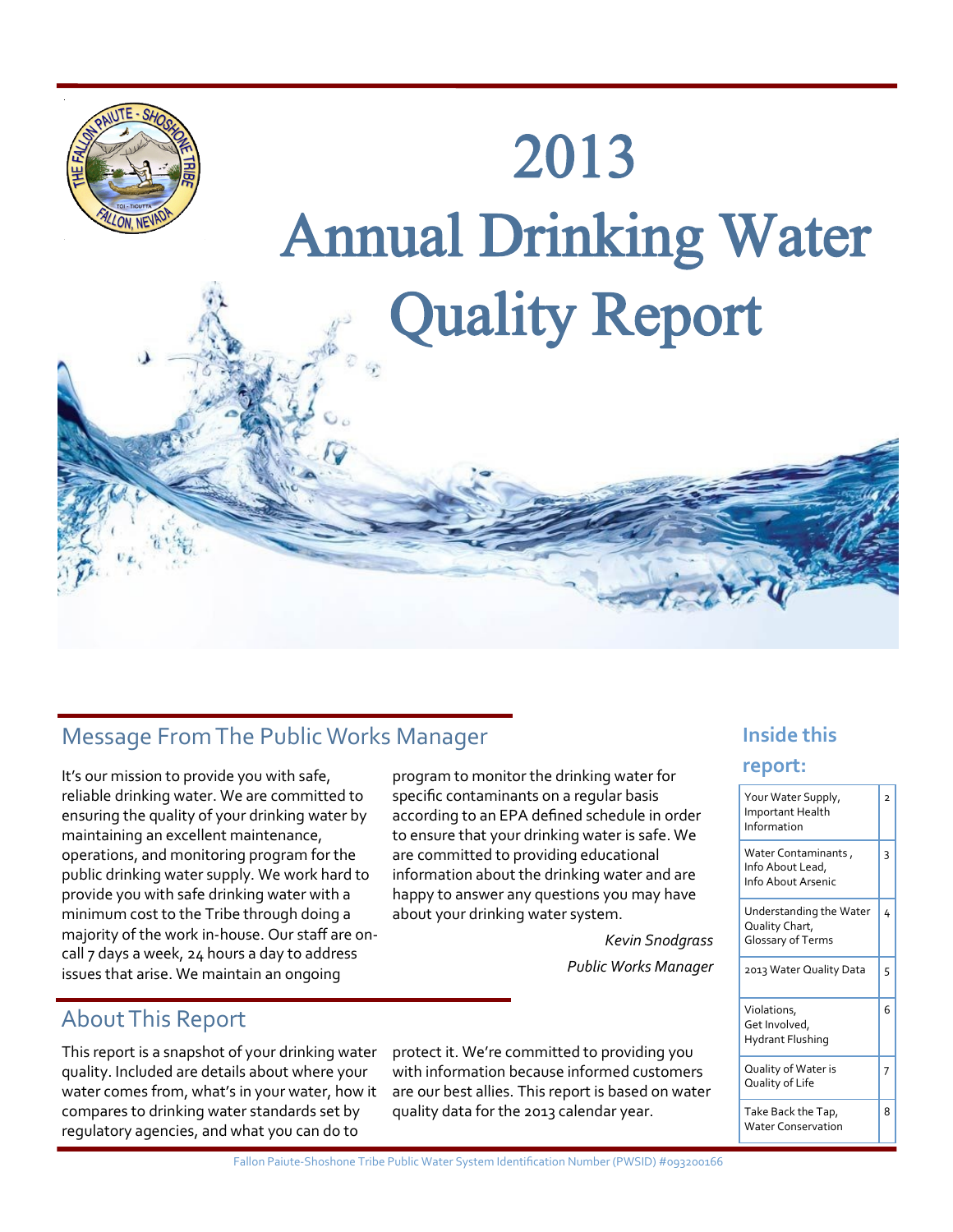# 2013 Annual Drinking Water Quality Report

## Message From The Public Works Manager

It's our mission to provide you with safe, reliable drinking water. We are committed to ensuring the quality of your drinking water by maintaining an excellent maintenance, operations, and monitoring program for the public drinking water supply. We work hard to provide you with safe drinking water with a minimum cost to the Tribe through doing a majority of the work in-house. Our staff are on-call 7 days a week, 24 hours a day to address issues that arise. We maintain an ongoing program to monitor the drinking water for specific contaminants on a regular basis according to an EPA defined schedule in order to ensure that your drinking water is safe. We are committed to providing educational information about the drinking water and are happy to answer any questions you may have about your drinking water system.

*Kevin Snodgrass*

*Public Works Manager*

## About This Report

This report is a snapshot of your drinking water quality. Included are details about where your water comes from, what's in your water, how it compares to drinking water standards set by regulatory agencies, and what you can do to protect it. We're committed to providing you with information because informed customers are our best allies. This report is based on water quality data for the 2013 calendar year.

### Inside this report:

| | |
|---|---|
| Your Water Supply, Important Health Information | 2 |
| Water Contaminants , Info About Lead, Info About Arsenic | 3 |
| Understanding the Water Quality Chart, Glossary of Terms | 4 |
| 2013 Water Quality Data | 5 |
| Violations, Get Involved, Hydrant Flushing | 6 |
| Quality of Water is Quality of Life | 7 |
| Take Back the Tap, Water Conservation | 8 |

Fallon Paiute-Shoshone Tribe Public Water System Identification Number (PWSID) #093200166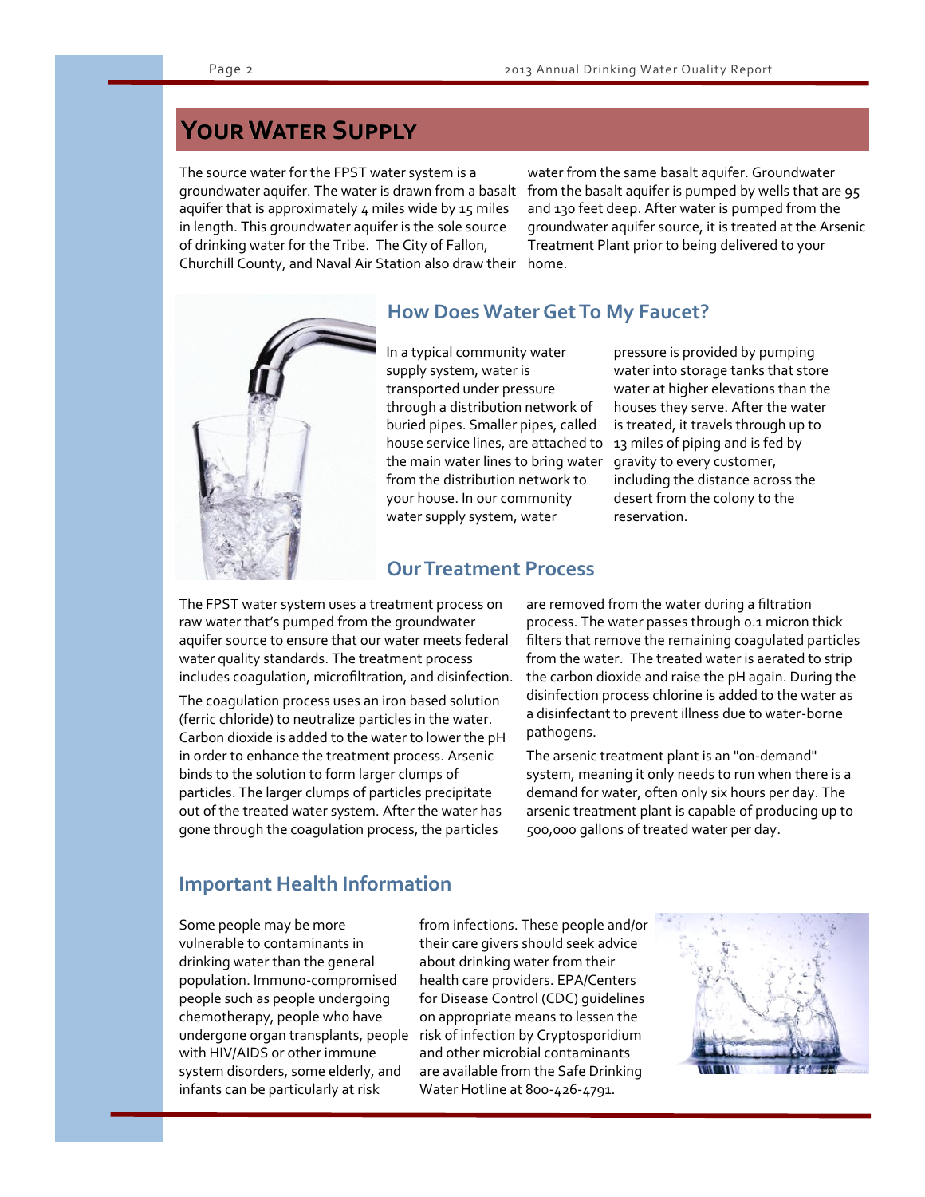## Your Water Supply

The source water for the FPST water system is a groundwater aquifer. The water is drawn from a basalt aquifer that is approximately 4 miles wide by 15 miles in length. This groundwater aquifer is the sole source of drinking water for the Tribe. The City of Fallon, Churchill County, and Naval Air Station also draw their water from the same basalt aquifer. Groundwater from the basalt aquifer is pumped by wells that are 95 and 130 feet deep. After water is pumped from the groundwater aquifer source, it is treated at the Arsenic Treatment Plant prior to being delivered to your home.

### How Does Water Get To My Faucet?

In a typical community water supply system, water is transported under pressure through a distribution network of buried pipes. Smaller pipes, called house service lines, are attached to the main water lines to bring water from the distribution network to your house. In our community water supply system, water pressure is provided by pumping water into storage tanks that store water at higher elevations than the houses they serve. After the water is treated, it travels through up to 13 miles of piping and is fed by gravity to every customer, including the distance across the desert from the colony to the reservation.

### Our Treatment Process

The FPST water system uses a treatment process on raw water that's pumped from the groundwater aquifer source to ensure that our water meets federal water quality standards. The treatment process includes coagulation, microfiltration, and disinfection.

The coagulation process uses an iron based solution (ferric chloride) to neutralize particles in the water. Carbon dioxide is added to the water to lower the pH in order to enhance the treatment process. Arsenic binds to the solution to form larger clumps of particles. The larger clumps of particles precipitate out of the treated water system. After the water has gone through the coagulation process, the particles are removed from the water during a filtration process. The water passes through 0.1 micron thick filters that remove the remaining coagulated particles from the water. The treated water is aerated to strip the carbon dioxide and raise the pH again. During the disinfection process chlorine is added to the water as a disinfectant to prevent illness due to water-borne pathogens.

The arsenic treatment plant is an "on-demand" system, meaning it only needs to run when there is a demand for water, often only six hours per day. The arsenic treatment plant is capable of producing up to 500,000 gallons of treated water per day.

### Important Health Information

Some people may be more vulnerable to contaminants in drinking water than the general population. Immuno-compromised people such as people undergoing chemotherapy, people who have undergone organ transplants, people with HIV/AIDS or other immune system disorders, some elderly, and infants can be particularly at risk from infections. These people and/or their care givers should seek advice about drinking water from their health care providers. EPA/Centers for Disease Control (CDC) guidelines on appropriate means to lessen the risk of infection by Cryptosporidium and other microbial contaminants are available from the Safe Drinking Water Hotline at 800-426-4791.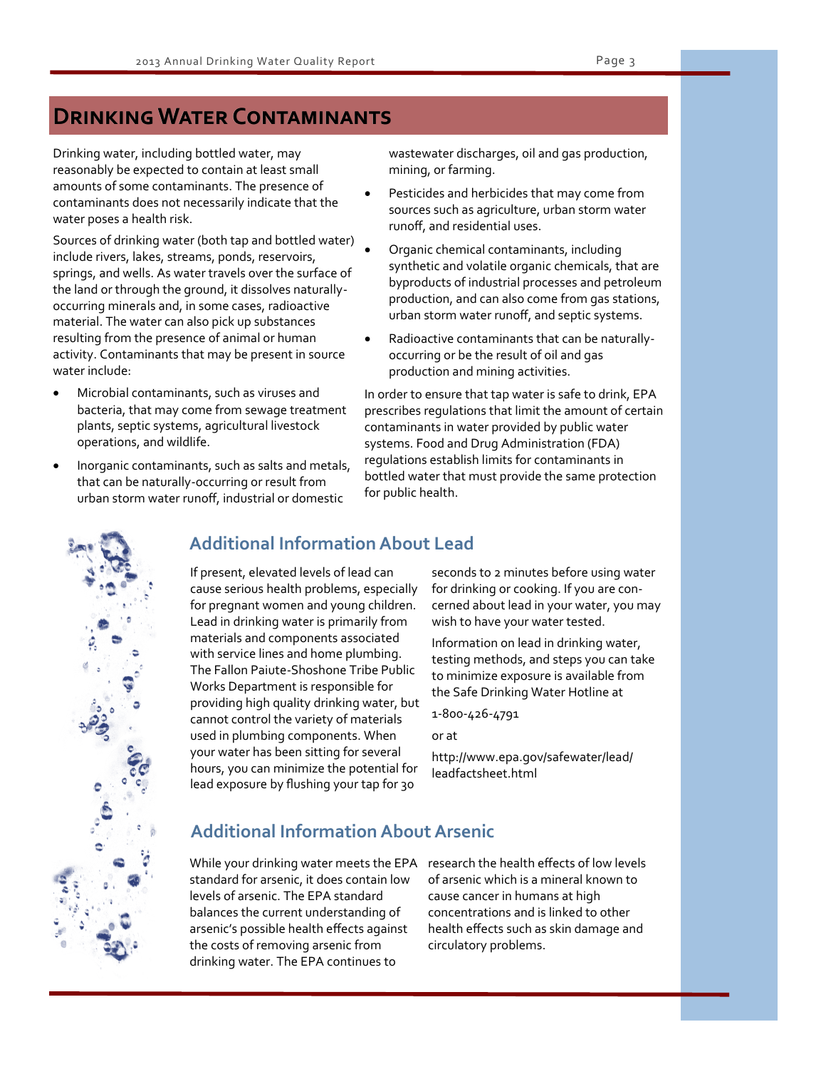# Drinking Water Contaminants

Drinking water, including bottled water, may reasonably be expected to contain at least small amounts of some contaminants. The presence of contaminants does not necessarily indicate that the water poses a health risk.

Sources of drinking water (both tap and bottled water) include rivers, lakes, streams, ponds, reservoirs, springs, and wells. As water travels over the surface of the land or through the ground, it dissolves naturally-occurring minerals and, in some cases, radioactive material. The water can also pick up substances resulting from the presence of animal or human activity. Contaminants that may be present in source water include:

- Microbial contaminants, such as viruses and bacteria, that may come from sewage treatment plants, septic systems, agricultural livestock operations, and wildlife.
- Inorganic contaminants, such as salts and metals, that can be naturally-occurring or result from urban storm water runoff, industrial or domestic wastewater discharges, oil and gas production, mining, or farming.
- Pesticides and herbicides that may come from sources such as agriculture, urban storm water runoff, and residential uses.
- Organic chemical contaminants, including synthetic and volatile organic chemicals, that are byproducts of industrial processes and petroleum production, and can also come from gas stations, urban storm water runoff, and septic systems.
- Radioactive contaminants that can be naturally-occurring or be the result of oil and gas production and mining activities.

In order to ensure that tap water is safe to drink, EPA prescribes regulations that limit the amount of certain contaminants in water provided by public water systems. Food and Drug Administration (FDA) regulations establish limits for contaminants in bottled water that must provide the same protection for public health.

## Additional Information About Lead

If present, elevated levels of lead can cause serious health problems, especially for pregnant women and young children. Lead in drinking water is primarily from materials and components associated with service lines and home plumbing. The Fallon Paiute-Shoshone Tribe Public Works Department is responsible for providing high quality drinking water, but cannot control the variety of materials used in plumbing components. When your water has been sitting for several hours, you can minimize the potential for lead exposure by flushing your tap for 30 seconds to 2 minutes before using water for drinking or cooking. If you are concerned about lead in your water, you may wish to have your water tested.

Information on lead in drinking water, testing methods, and steps you can take to minimize exposure is available from the Safe Drinking Water Hotline at

1-800-426-4791

or at

http://www.epa.gov/safewater/lead/leadfactsheet.html

## Additional Information About Arsenic

While your drinking water meets the EPA standard for arsenic, it does contain low levels of arsenic. The EPA standard balances the current understanding of arsenic's possible health effects against the costs of removing arsenic from drinking water. The EPA continues to research the health effects of low levels of arsenic which is a mineral known to cause cancer in humans at high concentrations and is linked to other health effects such as skin damage and circulatory problems.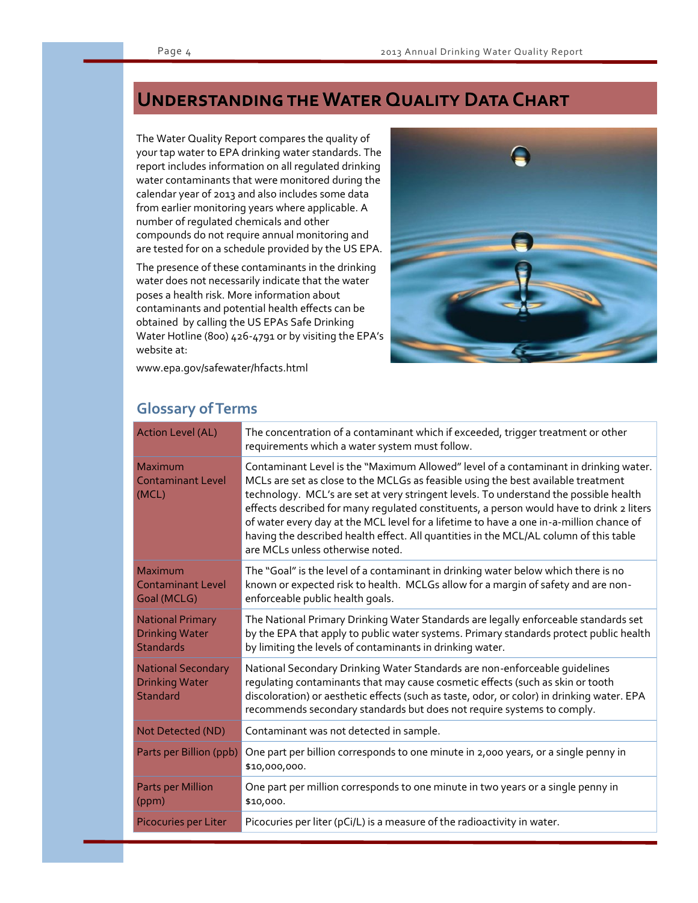# Understanding the Water Quality Data Chart

The Water Quality Report compares the quality of your tap water to EPA drinking water standards. The report includes information on all regulated drinking water contaminants that were monitored during the calendar year of 2013 and also includes some data from earlier monitoring years where applicable. A number of regulated chemicals and other compounds do not require annual monitoring and are tested for on a schedule provided by the US EPA.

The presence of these contaminants in the drinking water does not necessarily indicate that the water poses a health risk. More information about contaminants and potential health effects can be obtained by calling the US EPAs Safe Drinking Water Hotline (800) 426-4791 or by visiting the EPA's website at:

www.epa.gov/safewater/hfacts.html

## Glossary of Terms

| | |
|---|---|
| Action Level (AL) | The concentration of a contaminant which if exceeded, trigger treatment or other requirements which a water system must follow. |
| Maximum Contaminant Level (MCL) | Contaminant Level is the "Maximum Allowed" level of a contaminant in drinking water. MCLs are set as close to the MCLGs as feasible using the best available treatment technology. MCL's are set at very stringent levels. To understand the possible health effects described for many regulated constituents, a person would have to drink 2 liters of water every day at the MCL level for a lifetime to have a one in-a-million chance of having the described health effect. All quantities in the MCL/AL column of this table are MCLs unless otherwise noted. |
| Maximum Contaminant Level Goal (MCLG) | The "Goal" is the level of a contaminant in drinking water below which there is no known or expected risk to health. MCLGs allow for a margin of safety and are non-enforceable public health goals. |
| National Primary Drinking Water Standards | The National Primary Drinking Water Standards are legally enforceable standards set by the EPA that apply to public water systems. Primary standards protect public health by limiting the levels of contaminants in drinking water. |
| National Secondary Drinking Water Standard | National Secondary Drinking Water Standards are non-enforceable guidelines regulating contaminants that may cause cosmetic effects (such as skin or tooth discoloration) or aesthetic effects (such as taste, odor, or color) in drinking water. EPA recommends secondary standards but does not require systems to comply. |
| Not Detected (ND) | Contaminant was not detected in sample. |
| Parts per Billion (ppb) | One part per billion corresponds to one minute in 2,000 years, or a single penny in $10,000,000. |
| Parts per Million (ppm) | One part per million corresponds to one minute in two years or a single penny in $10,000. |
| Picocuries per Liter | Picocuries per liter (pCi/L) is a measure of the radioactivity in water. |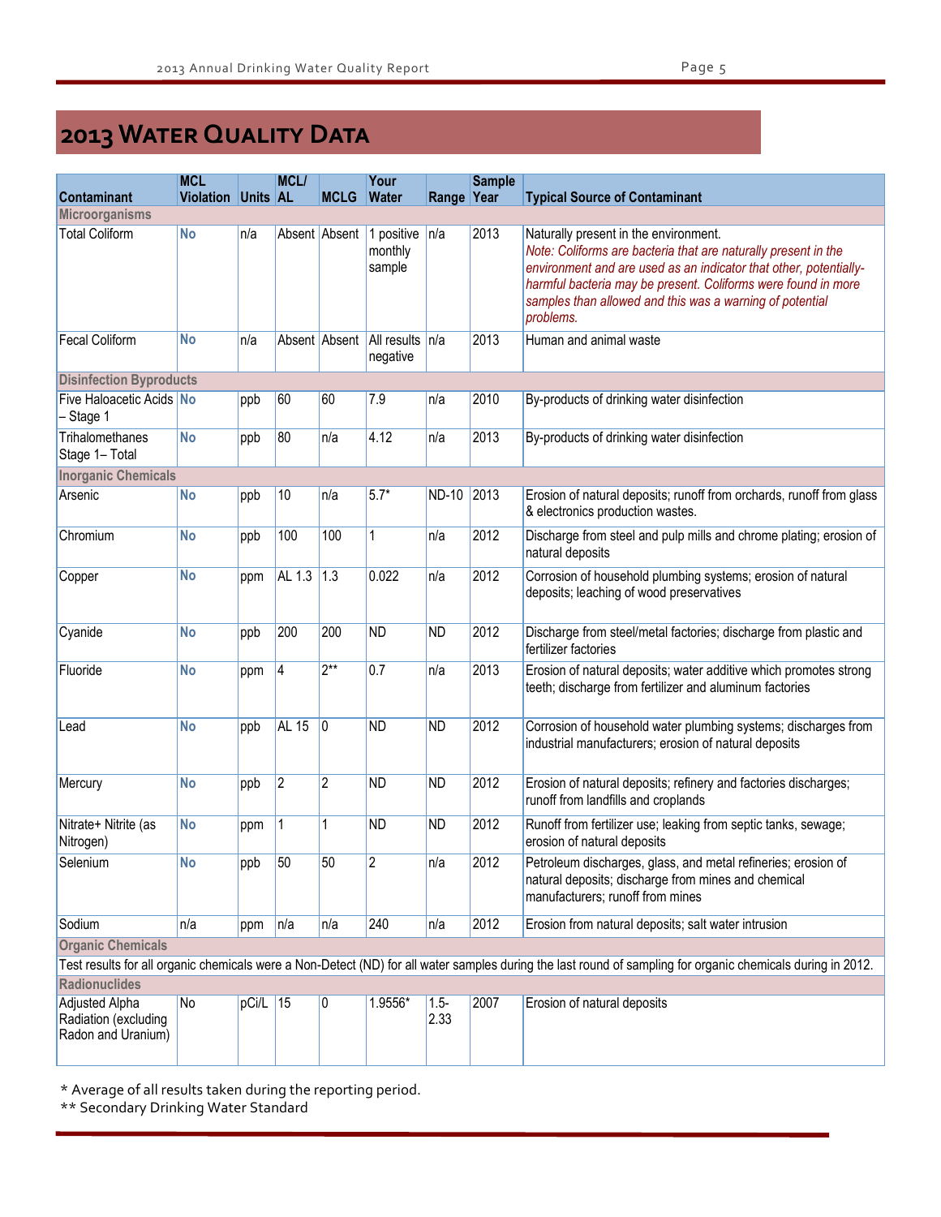# 2013 Water Quality Data

| Contaminant | MCL Violation | Units | MCL/ AL | MCLG | Your Water | Range | Sample Year | Typical Source of Contaminant |
|---|---|---|---|---|---|---|---|---|
| **Microorganisms** | | | | | | | | |
| Total Coliform | No | n/a | Absent | Absent | 1 positive monthly sample | n/a | 2013 | Naturally present in the environment. *Note: Coliforms are bacteria that are naturally present in the environment and are used as an indicator that other, potentially-harmful bacteria may be present. Coliforms were found in more samples than allowed and this was a warning of potential problems.* |
| Fecal Coliform | No | n/a | Absent | Absent | All results negative | n/a | 2013 | Human and animal waste |
| **Disinfection Byproducts** | | | | | | | | |
| Five Haloacetic Acids – Stage 1 | No | ppb | 60 | 60 | 7.9 | n/a | 2010 | By-products of drinking water disinfection |
| Trihalomethanes Stage 1– Total | No | ppb | 80 | n/a | 4.12 | n/a | 2013 | By-products of drinking water disinfection |
| **Inorganic Chemicals** | | | | | | | | |
| Arsenic | No | ppb | 10 | n/a | 5.7* | ND-10 | 2013 | Erosion of natural deposits; runoff from orchards, runoff from glass & electronics production wastes. |
| Chromium | No | ppb | 100 | 100 | 1 | n/a | 2012 | Discharge from steel and pulp mills and chrome plating; erosion of natural deposits |
| Copper | No | ppm | AL 1.3 | 1.3 | 0.022 | n/a | 2012 | Corrosion of household plumbing systems; erosion of natural deposits; leaching of wood preservatives |
| Cyanide | No | ppb | 200 | 200 | ND | ND | 2012 | Discharge from steel/metal factories; discharge from plastic and fertilizer factories |
| Fluoride | No | ppm | 4 | 2** | 0.7 | n/a | 2013 | Erosion of natural deposits; water additive which promotes strong teeth; discharge from fertilizer and aluminum factories |
| Lead | No | ppb | AL 15 | 0 | ND | ND | 2012 | Corrosion of household water plumbing systems; discharges from industrial manufacturers; erosion of natural deposits |
| Mercury | No | ppb | 2 | 2 | ND | ND | 2012 | Erosion of natural deposits; refinery and factories discharges; runoff from landfills and croplands |
| Nitrate+ Nitrite (as Nitrogen) | No | ppm | 1 | 1 | ND | ND | 2012 | Runoff from fertilizer use; leaking from septic tanks, sewage; erosion of natural deposits |
| Selenium | No | ppb | 50 | 50 | 2 | n/a | 2012 | Petroleum discharges, glass, and metal refineries; erosion of natural deposits; discharge from mines and chemical manufacturers; runoff from mines |
| Sodium | n/a | ppm | n/a | n/a | 240 | n/a | 2012 | Erosion from natural deposits; salt water intrusion |
| **Organic Chemicals** | | | | | | | | |
| Test results for all organic chemicals were a Non-Detect (ND) for all water samples during the last round of sampling for organic chemicals during in 2012. | | | | | | | | |
| **Radionuclides** | | | | | | | | |
| Adjusted Alpha Radiation (excluding Radon and Uranium) | No | pCi/L | 15 | 0 | 1.9556* | 1.5-2.33 | 2007 | Erosion of natural deposits |

\* Average of all results taken during the reporting period.

\*\* Secondary Drinking Water Standard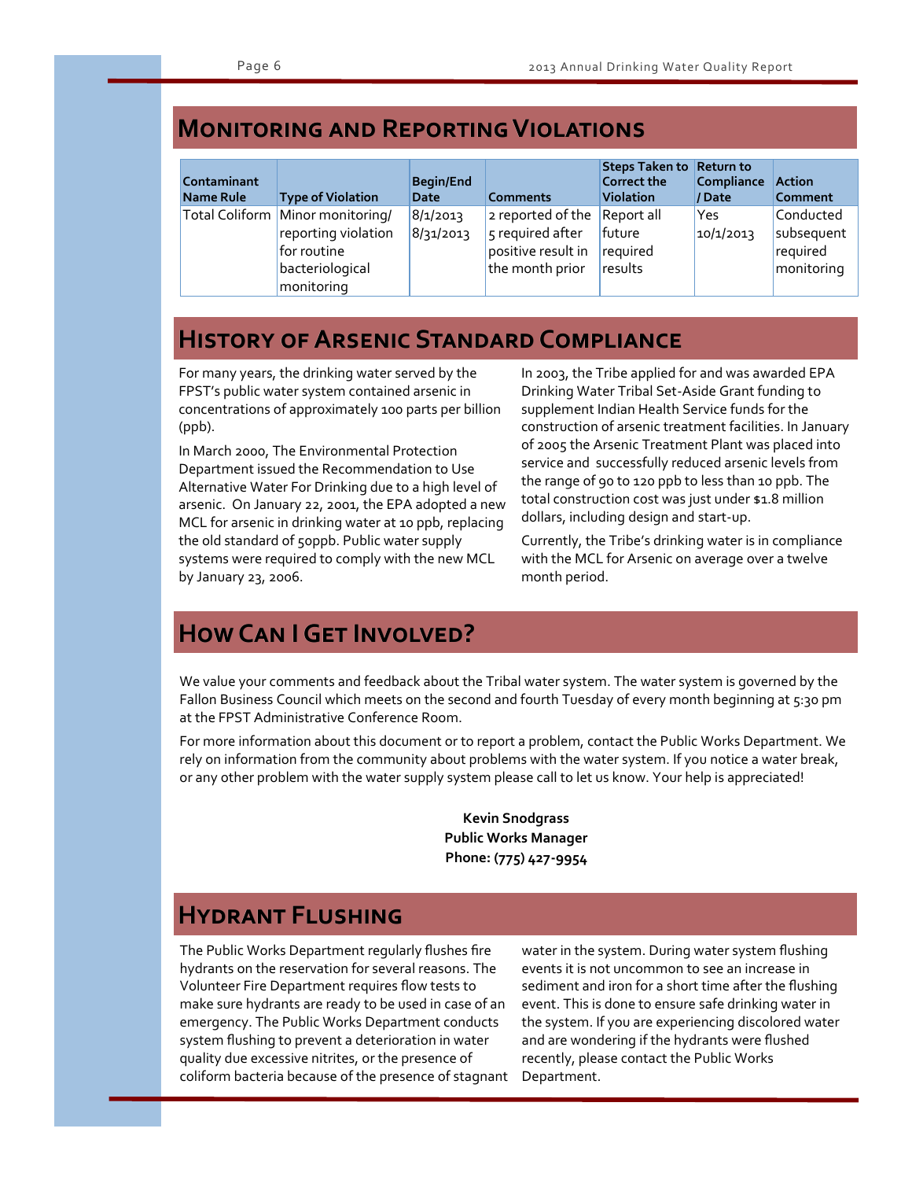## Monitoring and Reporting Violations

| Contaminant Name Rule | Type of Violation | Begin/End Date | Comments | Steps Taken to Correct the Violation | Return to Compliance / Date | Action Comment |
|---|---|---|---|---|---|---|
| Total Coliform | Minor monitoring/ reporting violation for routine bacteriological monitoring | 8/1/2013 8/31/2013 | 2 reported of the 5 required after positive result in the month prior | Report all future required results | Yes 10/1/2013 | Conducted subsequent required monitoring |

## History of Arsenic Standard Compliance

For many years, the drinking water served by the FPST's public water system contained arsenic in concentrations of approximately 100 parts per billion (ppb).

In March 2000, The Environmental Protection Department issued the Recommendation to Use Alternative Water For Drinking due to a high level of arsenic. On January 22, 2001, the EPA adopted a new MCL for arsenic in drinking water at 10 ppb, replacing the old standard of 50ppb. Public water supply systems were required to comply with the new MCL by January 23, 2006.

In 2003, the Tribe applied for and was awarded EPA Drinking Water Tribal Set-Aside Grant funding to supplement Indian Health Service funds for the construction of arsenic treatment facilities. In January of 2005 the Arsenic Treatment Plant was placed into service and successfully reduced arsenic levels from the range of 90 to 120 ppb to less than 10 ppb. The total construction cost was just under $1.8 million dollars, including design and start-up.

Currently, the Tribe's drinking water is in compliance with the MCL for Arsenic on average over a twelve month period.

## How Can I Get Involved?

We value your comments and feedback about the Tribal water system. The water system is governed by the Fallon Business Council which meets on the second and fourth Tuesday of every month beginning at 5:30 pm at the FPST Administrative Conference Room.

For more information about this document or to report a problem, contact the Public Works Department. We rely on information from the community about problems with the water system. If you notice a water break, or any other problem with the water supply system please call to let us know. Your help is appreciated!

**Kevin Snodgrass**
**Public Works Manager**
**Phone: (775) 427-9954**

## Hydrant Flushing

The Public Works Department regularly flushes fire hydrants on the reservation for several reasons. The Volunteer Fire Department requires flow tests to make sure hydrants are ready to be used in case of an emergency. The Public Works Department conducts system flushing to prevent a deterioration in water quality due excessive nitrites, or the presence of coliform bacteria because of the presence of stagnant water in the system. During water system flushing events it is not uncommon to see an increase in sediment and iron for a short time after the flushing event. This is done to ensure safe drinking water in the system. If you are experiencing discolored water and are wondering if the hydrants were flushed recently, please contact the Public Works Department.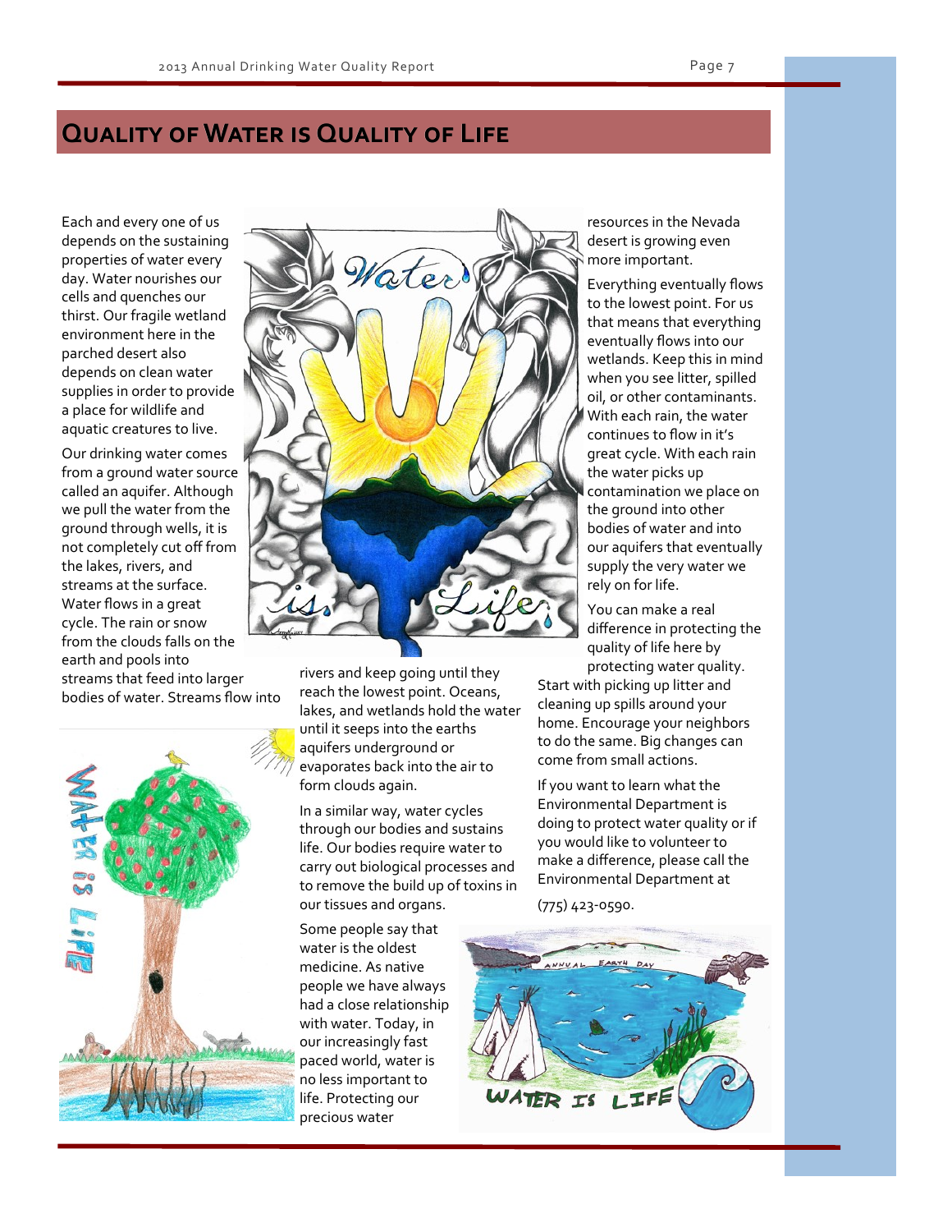# Quality of Water is Quality of Life

Each and every one of us depends on the sustaining properties of water every day. Water nourishes our cells and quenches our thirst. Our fragile wetland environment here in the parched desert also depends on clean water supplies in order to provide a place for wildlife and aquatic creatures to live.

Our drinking water comes from a ground water source called an aquifer. Although we pull the water from the ground through wells, it is not completely cut off from the lakes, rivers, and streams at the surface. Water flows in a great cycle. The rain or snow from the clouds falls on the earth and pools into streams that feed into larger bodies of water. Streams flow into rivers and keep going until they reach the lowest point. Oceans, lakes, and wetlands hold the water until it seeps into the earths aquifers underground or evaporates back into the air to form clouds again.

In a similar way, water cycles through our bodies and sustains life. Our bodies require water to carry out biological processes and to remove the build up of toxins in our tissues and organs.

Some people say that water is the oldest medicine. As native people we have always had a close relationship with water. Today, in our increasingly fast paced world, water is no less important to life. Protecting our precious water resources in the Nevada desert is growing even more important.

Everything eventually flows to the lowest point. For us that means that everything eventually flows into our wetlands. Keep this in mind when you see litter, spilled oil, or other contaminants. With each rain, the water continues to flow in it's great cycle. With each rain the water picks up contamination we place on the ground into other bodies of water and into our aquifers that eventually supply the very water we rely on for life.

You can make a real difference in protecting the quality of life here by protecting water quality. Start with picking up litter and cleaning up spills around your home. Encourage your neighbors to do the same. Big changes can come from small actions.

If you want to learn what the Environmental Department is doing to protect water quality or if you would like to volunteer to make a difference, please call the Environmental Department at

(775) 423-0590.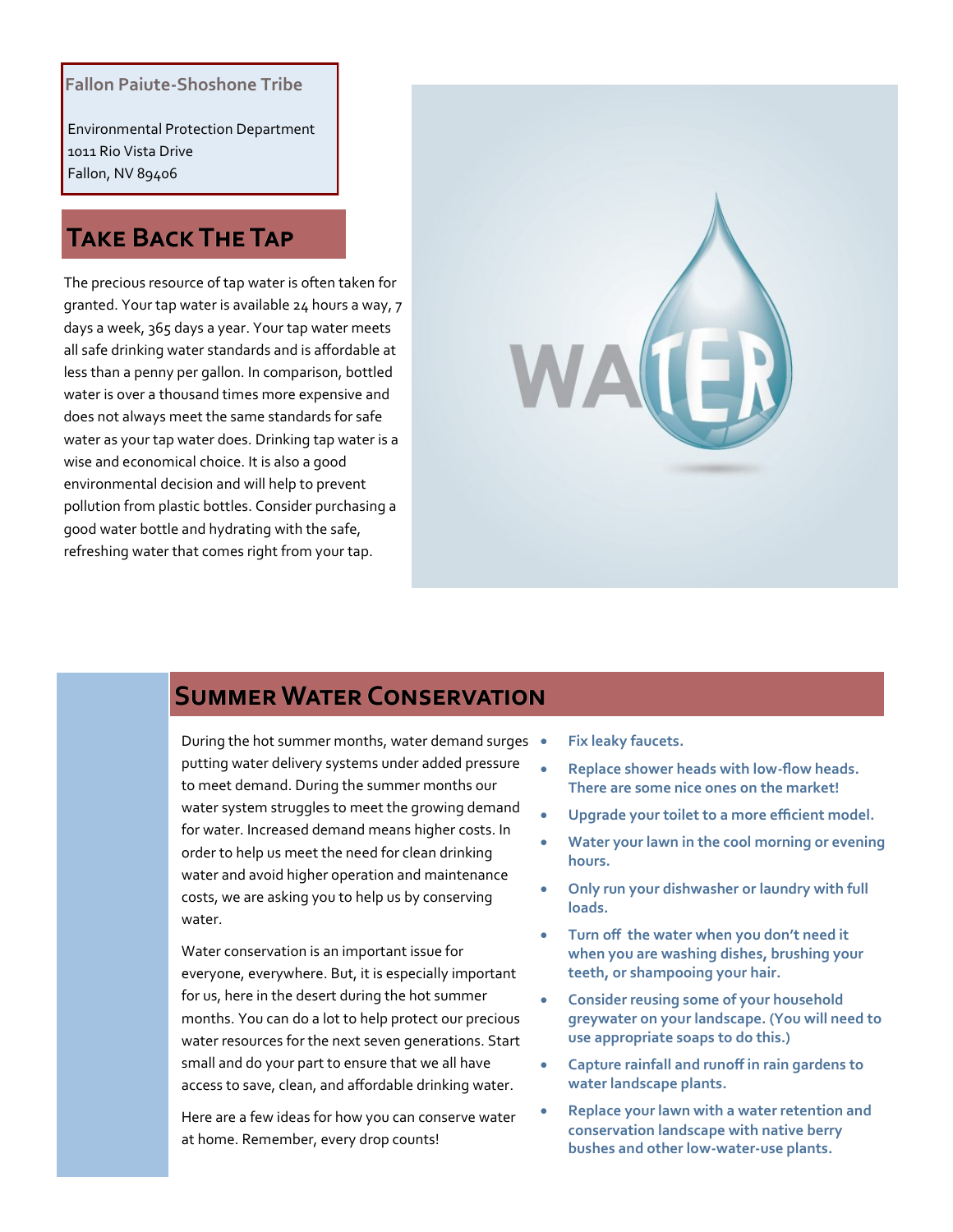**Fallon Paiute-Shoshone Tribe**

Environmental Protection Department
1011 Rio Vista Drive
Fallon, NV 89406

## Take Back The Tap

The precious resource of tap water is often taken for granted. Your tap water is available 24 hours a way, 7 days a week, 365 days a year. Your tap water meets all safe drinking water standards and is affordable at less than a penny per gallon. In comparison, bottled water is over a thousand times more expensive and does not always meet the same standards for safe water as your tap water does. Drinking tap water is a wise and economical choice. It is also a good environmental decision and will help to prevent pollution from plastic bottles. Consider purchasing a good water bottle and hydrating with the safe, refreshing water that comes right from your tap.

WATER

## Summer Water Conservation

During the hot summer months, water demand surges putting water delivery systems under added pressure to meet demand. During the summer months our water system struggles to meet the growing demand for water. Increased demand means higher costs. In order to help us meet the need for clean drinking water and avoid higher operation and maintenance costs, we are asking you to help us by conserving water.

Water conservation is an important issue for everyone, everywhere. But, it is especially important for us, here in the desert during the hot summer months. You can do a lot to help protect our precious water resources for the next seven generations. Start small and do your part to ensure that we all have access to save, clean, and affordable drinking water.

Here are a few ideas for how you can conserve water at home. Remember, every drop counts!

- **Fix leaky faucets.**
- **Replace shower heads with low-flow heads. There are some nice ones on the market!**
- **Upgrade your toilet to a more efficient model.**
- **Water your lawn in the cool morning or evening hours.**
- **Only run your dishwasher or laundry with full loads.**
- **Turn off the water when you don't need it when you are washing dishes, brushing your teeth, or shampooing your hair.**
- **Consider reusing some of your household greywater on your landscape. (You will need to use appropriate soaps to do this.)**
- **Capture rainfall and runoff in rain gardens to water landscape plants.**
- **Replace your lawn with a water retention and conservation landscape with native berry bushes and other low-water-use plants.**